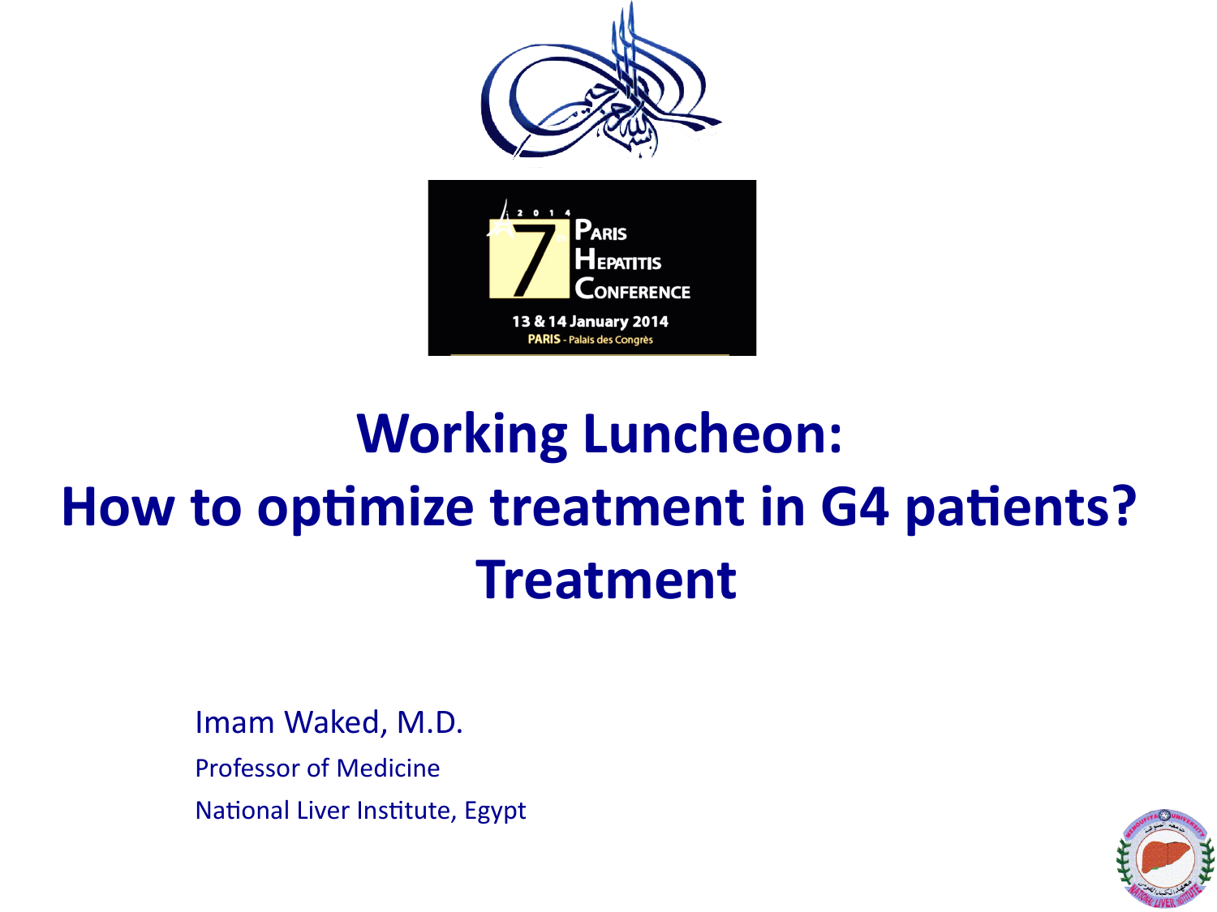7th Paris Hepatitis Conference

13 & 14 January 2014

PARIS - Palais des Congrès

# Working Luncheon:
# How to optimize treatment in G4 patients?
# Treatment

Imam Waked, M.D.

Professor of Medicine

National Liver Institute, Egypt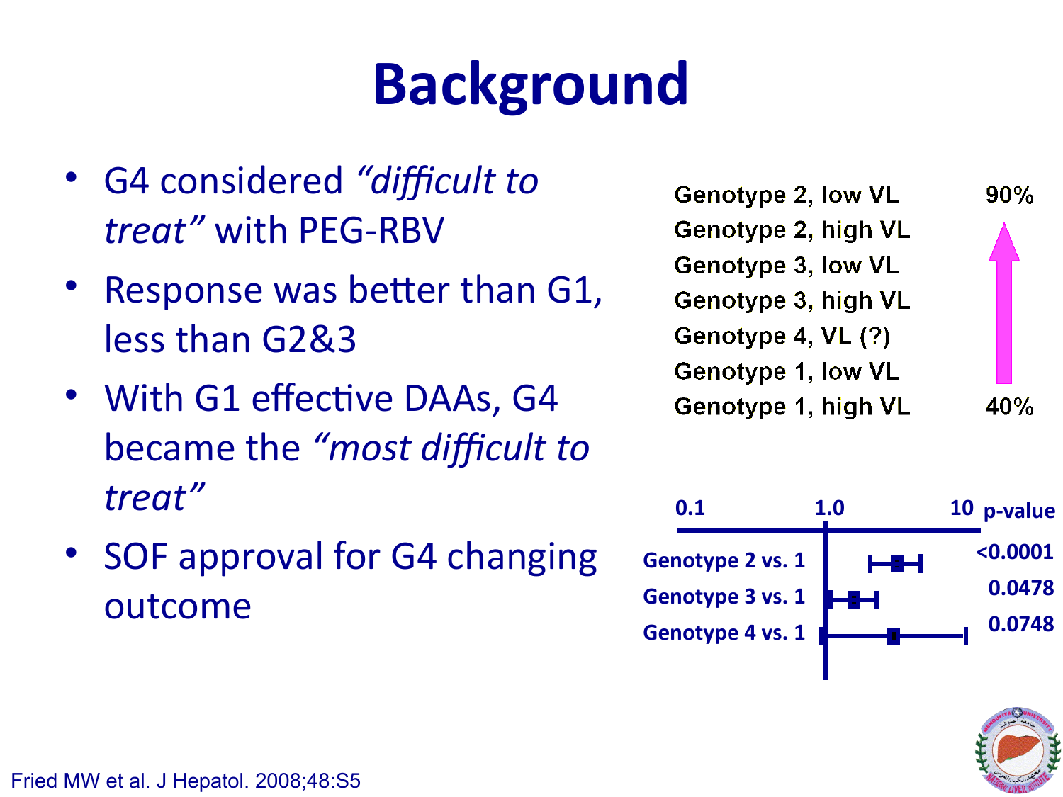# Background

- G4 considered *"difficult to treat"* with PEG-RBV
- Response was better than G1, less than G2&3
- With G1 effective DAAs, G4 became the *"most difficult to treat"*
- SOF approval for G4 changing outcome

| | |
|---|---|
| Genotype 2, low VL | 90% |
| Genotype 2, high VL | |
| Genotype 3, low VL | |
| Genotype 3, high VL | |
| Genotype 4, VL (?) | |
| Genotype 1, low VL | |
| Genotype 1, high VL | 40% |

| | p-value |
|---|---|
| Genotype 2 vs. 1 | <0.0001 |
| Genotype 3 vs. 1 | 0.0478 |
| Genotype 4 vs. 1 | 0.0748 |

Fried MW et al. J Hepatol. 2008;48:S5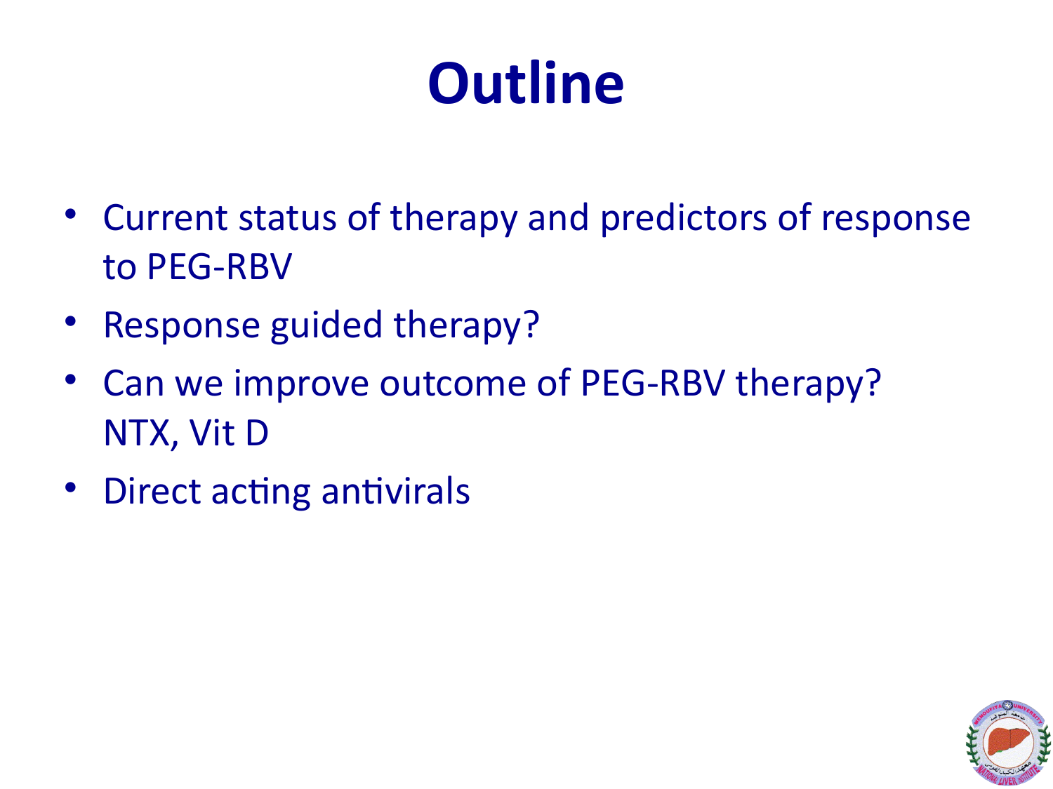# Outline

- Current status of therapy and predictors of response to PEG-RBV
- Response guided therapy?
- Can we improve outcome of PEG-RBV therapy? NTX, Vit D
- Direct acting antivirals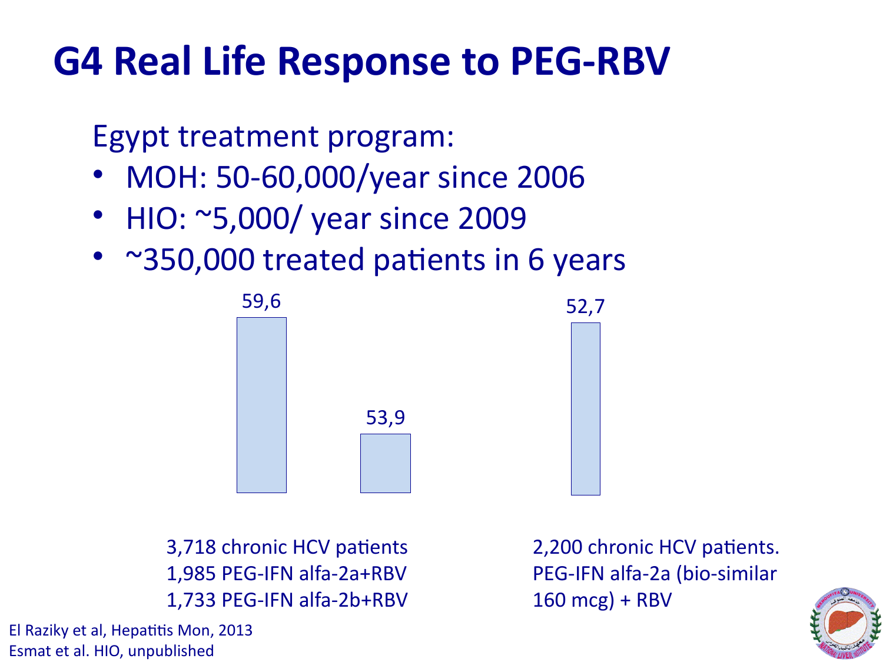# G4 Real Life Response to PEG-RBV

Egypt treatment program:

- MOH: 50-60,000/year since 2006
- HIO: ~5,000/ year since 2009
- ~350,000 treated patients in 6 years

59,6

53,9

52,7

3,718 chronic HCV patients
1,985 PEG-IFN alfa-2a+RBV
1,733 PEG-IFN alfa-2b+RBV

2,200 chronic HCV patients.
PEG-IFN alfa-2a (bio-similar 160 mcg) + RBV

El Raziky et al, Hepatitis Mon, 2013
Esmat et al. HIO, unpublished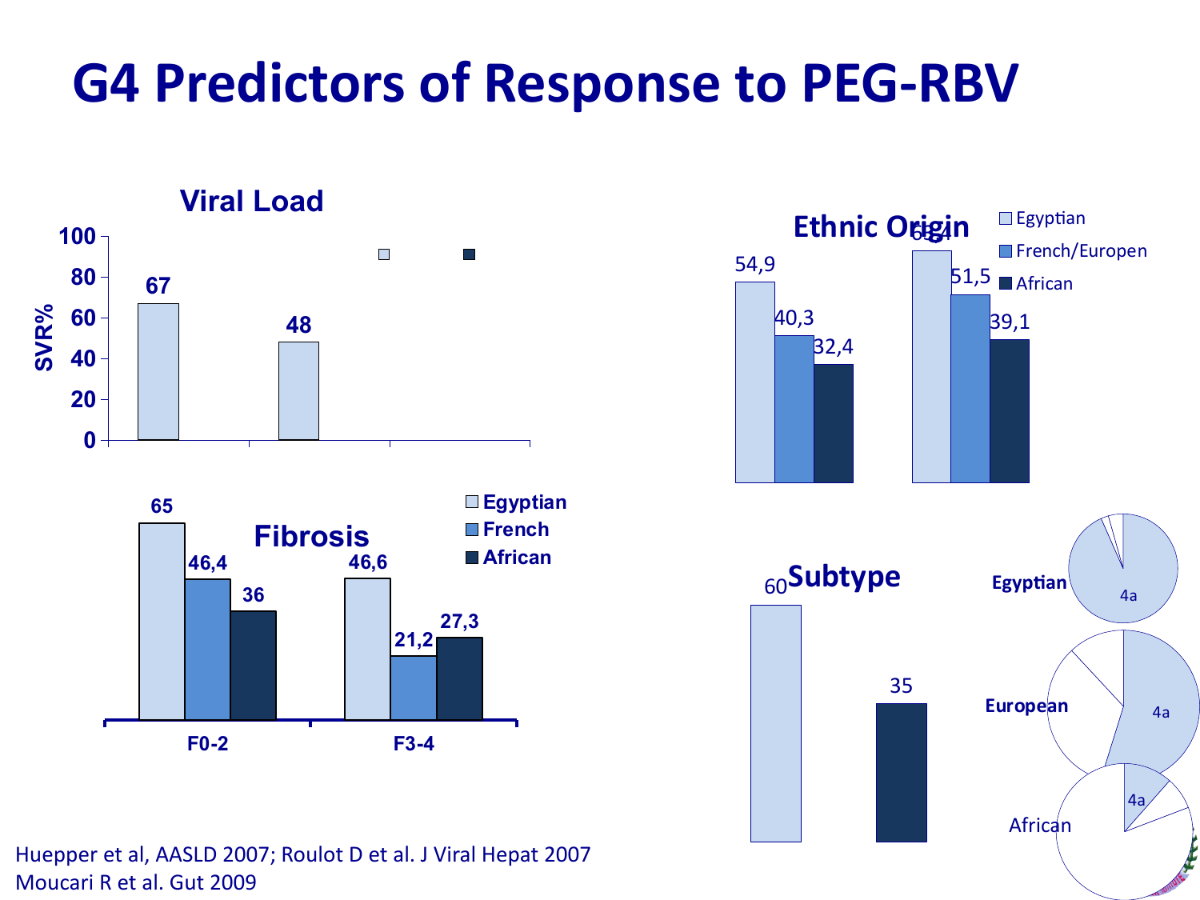# G4 Predictors of Response to PEG-RBV

## Viral Load

SVR%

| | SVR% |
|---|---|
| | 67 |
| | 48 |

## Fibrosis

| | Egyptian | French | African |
|---|---|---|---|
| F0-2 | 65 | 46,4 | 36 |
| F3-4 | 46,6 | 21,2 | 27,3 |

## Ethnic Origin

| | Egyptian | French/Europen | African |
|---|---|---|---|
| | 54,9 | 40,3 | 32,4 |
| | 65,4 | 51,5 | 39,1 |

## Subtype

| | |
|---|---|
| | 60 |
| | 35 |

Egyptian: 4a

European: 4a

African: 4a

Huepper et al, AASLD 2007; Roulot D et al. J Viral Hepat 2007
Moucari R et al. Gut 2009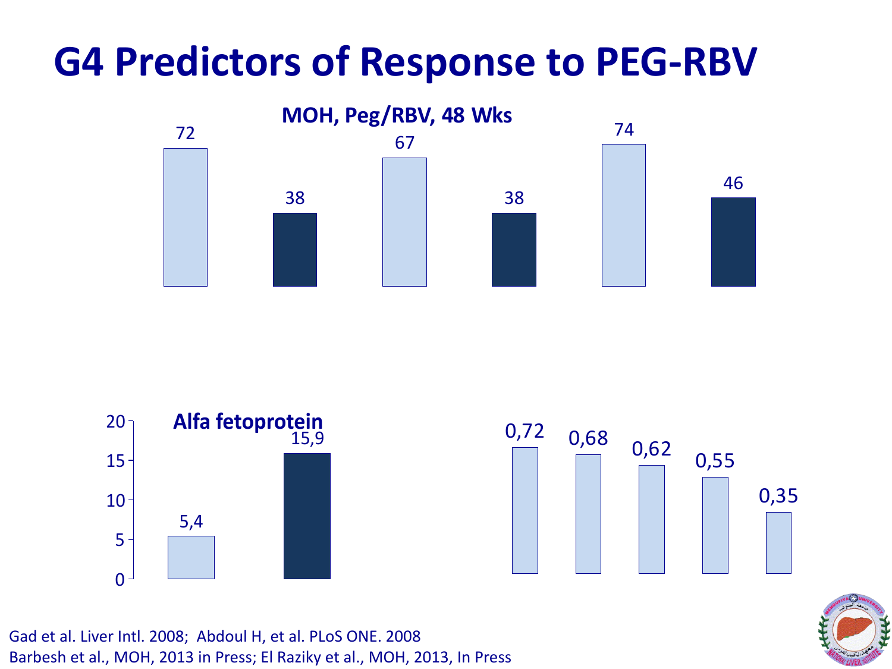# G4 Predictors of Response to PEG-RBV

**MOH, Peg/RBV, 48 Wks**

72 | 38 | 67 | 38 | 74 | 46

**Alfa fetoprotein**

20, 15, 10, 5, 0

5,4 | 15,9

0,72 | 0,68 | 0,62 | 0,55 | 0,35

Gad et al. Liver Intl. 2008; Abdoul H, et al. PLoS ONE. 2008
Barbesh et al., MOH, 2013 in Press; El Raziky et al., MOH, 2013, In Press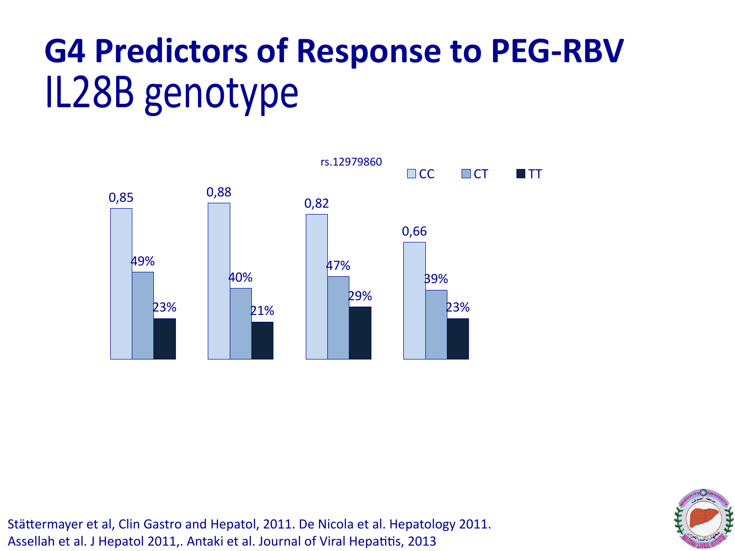# G4 Predictors of Response to PEG-RBV

## IL28B genotype

rs.12979860

| | CC | CT | TT |
|---|---|---|---|
| | 0,85 | 49% | 23% |
| | 0,88 | 40% | 21% |
| | 0,82 | 47% | 29% |
| | 0,66 | 39% | 23% |

Stättermayer et al, Clin Gastro and Hepatol, 2011. De Nicola et al. Hepatology 2011. Assellah et al. J Hepatol 2011,. Antaki et al. Journal of Viral Hepatitis, 2013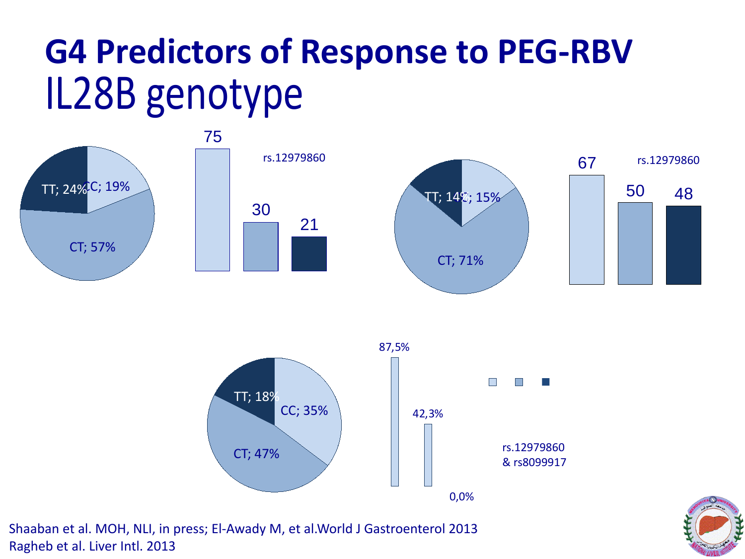# G4 Predictors of Response to PEG-RBV

## IL28B genotype

TT; 24% CC; 19%

CT; 57%

75

30

21

rs.12979860

TT; 14% CC; 15%

CT; 71%

67

50

48

rs.12979860

TT; 18%

CC; 35%

CT; 47%

87,5%

42,3%

0,0%

rs.12979860 & rs8099917

Shaaban et al. MOH, NLI, in press; El-Awady M, et al.World J Gastroenterol 2013
Ragheb et al. Liver Intl. 2013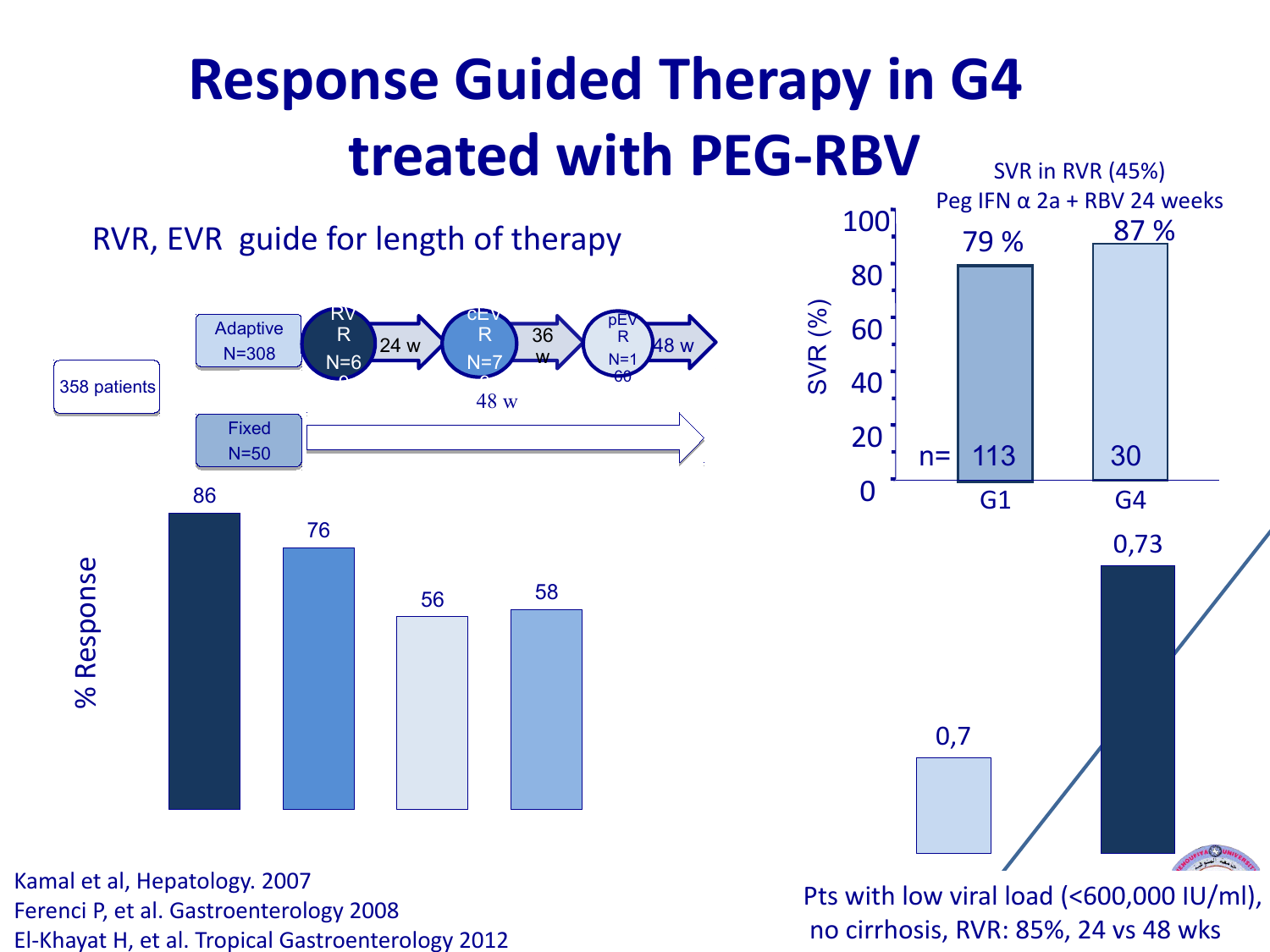# Response Guided Therapy in G4 treated with PEG-RBV

RVR, EVR guide for length of therapy

358 patients

- Adaptive N=308 → RVR N=6 → 24 w → cEVR N=7 → 36 w → pEVR N=160 → 48 w
- Fixed N=50 → 48 w

| | % Response |
|---|---|
| RVR | 86 |
| cEVR | 76 |
| pEVR | 56 |
| Fixed | 58 |

SVR in RVR (45%)
Peg IFN α 2a + RBV 24 weeks

| | SVR (%) | n= |
|---|---|---|
| G1 | 79 % | 113 |
| G4 | 87 % | 30 |

| 0,7 | 0,73 |
|---|---|

Pts with low viral load (<600,000 IU/ml), no cirrhosis, RVR: 85%, 24 vs 48 wks

Kamal et al, Hepatology. 2007
Ferenci P, et al. Gastroenterology 2008
El-Khayat H, et al. Tropical Gastroenterology 2012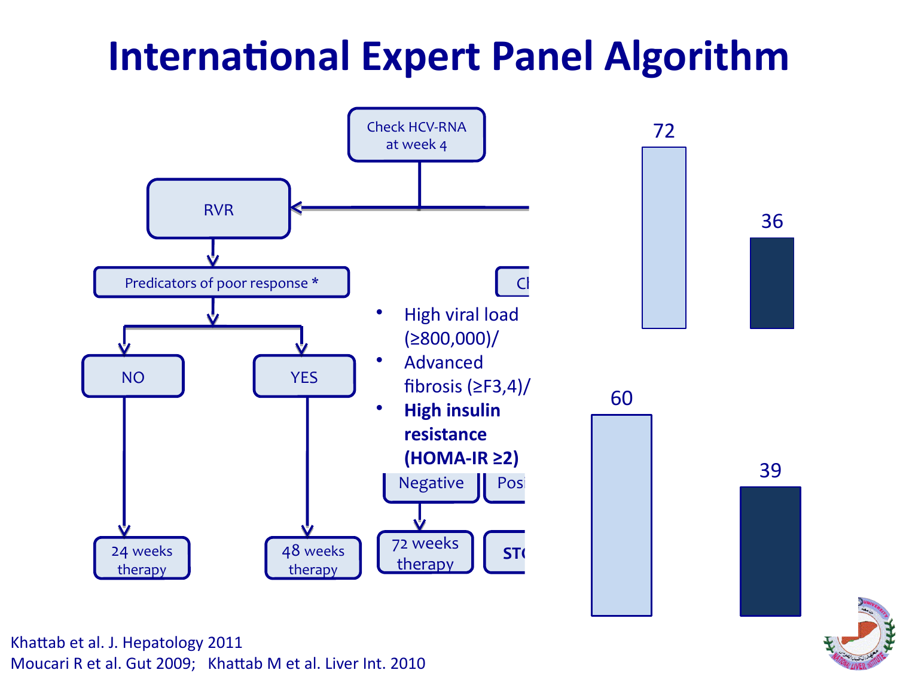# International Expert Panel Algorithm

Check HCV-RNA at week 4

RVR

Predicators of poor response *

NO

YES

24 weeks therapy

48 weeks therapy

Ch

- High viral load (≥800,000)/
- Advanced fibrosis (≥F3,4)/
- **High insulin resistance (HOMA-IR ≥2)**

Negative

Posi

72 weeks therapy

STO

72

36

60

39

Khattab et al. J. Hepatology 2011
Moucari R et al. Gut 2009; Khattab M et al. Liver Int. 2010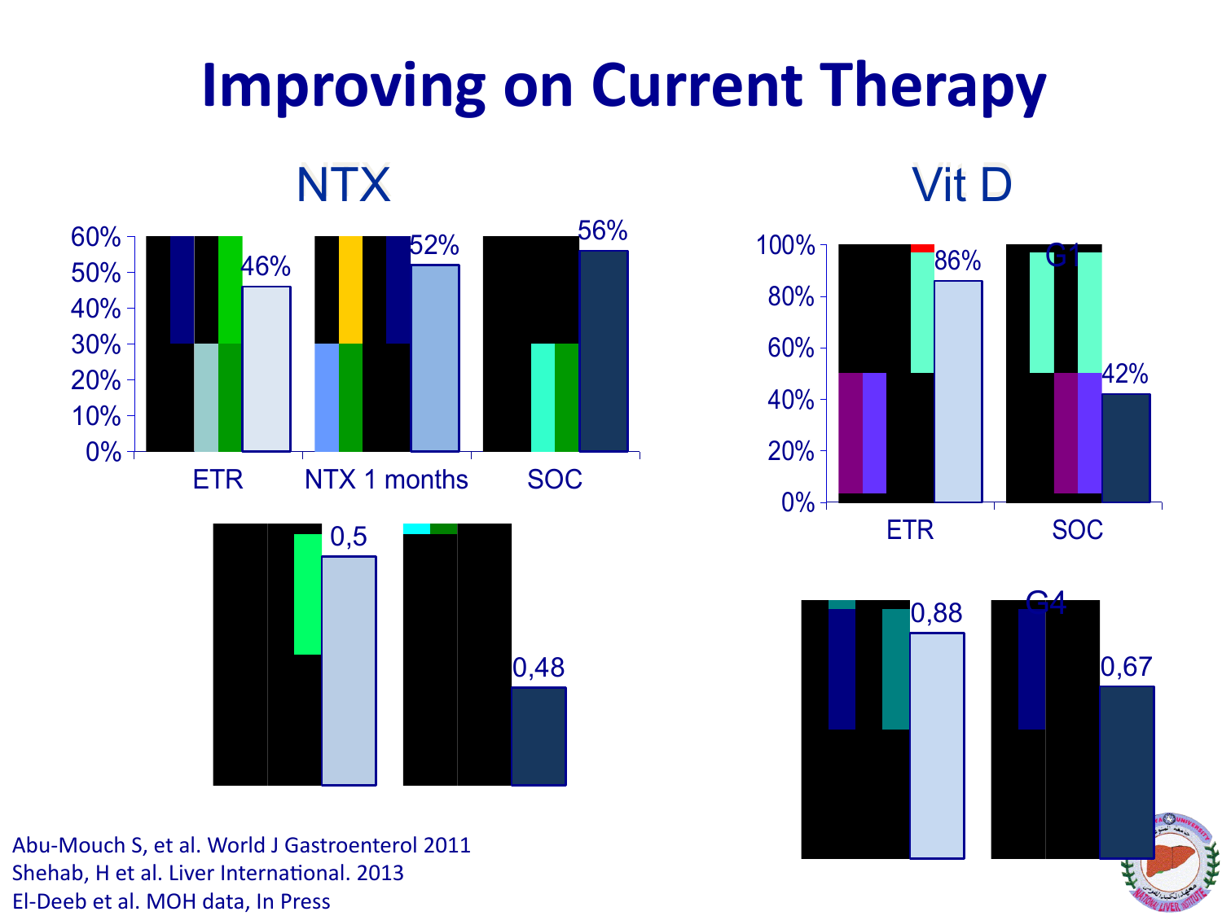# Improving on Current Therapy

## NTX

| | Value |
|---|---|
| ETR | 46% |
| NTX 1 months | 52% |
| SOC | 56% |

| | Value |
|---|---|
| | 0,5 |
| | 0,48 |

## Vit D

G1

| | Value |
|---|---|
| ETR | 86% |
| SOC | 42% |

G4

| | Value |
|---|---|
| | 0,88 |
| | 0,67 |

Abu-Mouch S, et al. World J Gastroenterol 2011

Shehab, H et al. Liver International. 2013

El-Deeb et al. MOH data, In Press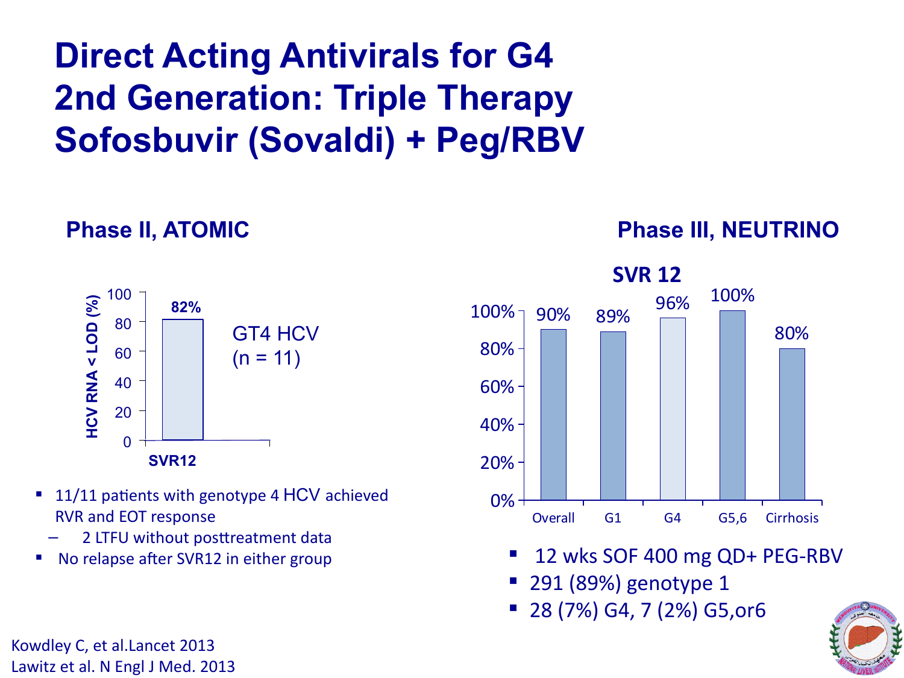# Direct Acting Antivirals for G4 2nd Generation: Triple Therapy Sofosbuvir (Sovaldi) + Peg/RBV

## Phase II, ATOMIC

| | HCV RNA < LOD (%) |
|---|---|
| SVR12 | 82% |

GT4 HCV (n = 11)

- 11/11 patients with genotype 4 HCV achieved RVR and EOT response
  - 2 LTFU without posttreatment data
- No relapse after SVR12 in either group

## Phase III, NEUTRINO

**SVR 12**

| Overall | G1 | G4 | G5,6 | Cirrhosis |
|---|---|---|---|---|
| 90% | 89% | 96% | 100% | 80% |

- 12 wks SOF 400 mg QD+ PEG-RBV
- 291 (89%) genotype 1
- 28 (7%) G4, 7 (2%) G5,or6

Kowdley C, et al.Lancet 2013
Lawitz et al. N Engl J Med. 2013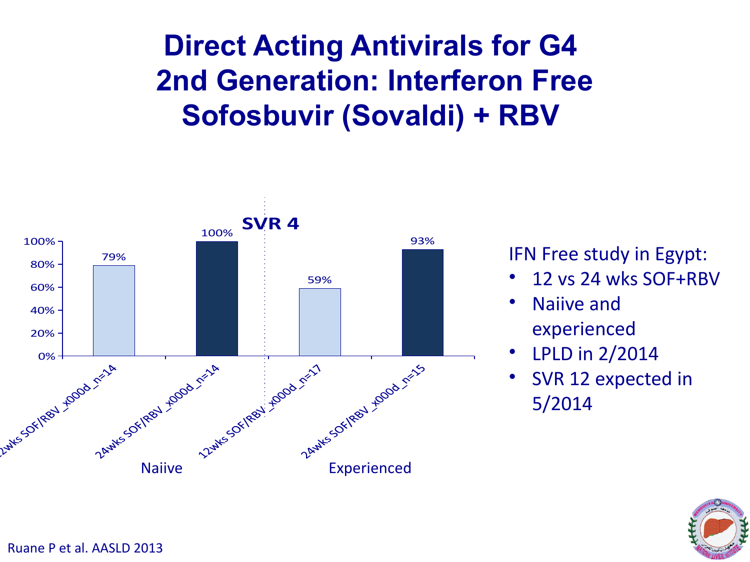# Direct Acting Antivirals for G4 2nd Generation: Interferon Free Sofosbuvir (Sovaldi) + RBV

**SVR 4**

| Group | Regimen | SVR 4 |
|---|---|---|
| Naiive | 12wks SOF/RBV_x000d_n=14 | 79% |
| Naiive | 24wks SOF/RBV_x000d_n=14 | 100% |
| Experienced | 12wks SOF/RBV_x000d_n=17 | 59% |
| Experienced | 24wks SOF/RBV_x000d_n=15 | 93% |

IFN Free study in Egypt:

- 12 vs 24 wks SOF+RBV
- Naiive and experienced
- LPLD in 2/2014
- SVR 12 expected in 5/2014

Ruane P et al. AASLD 2013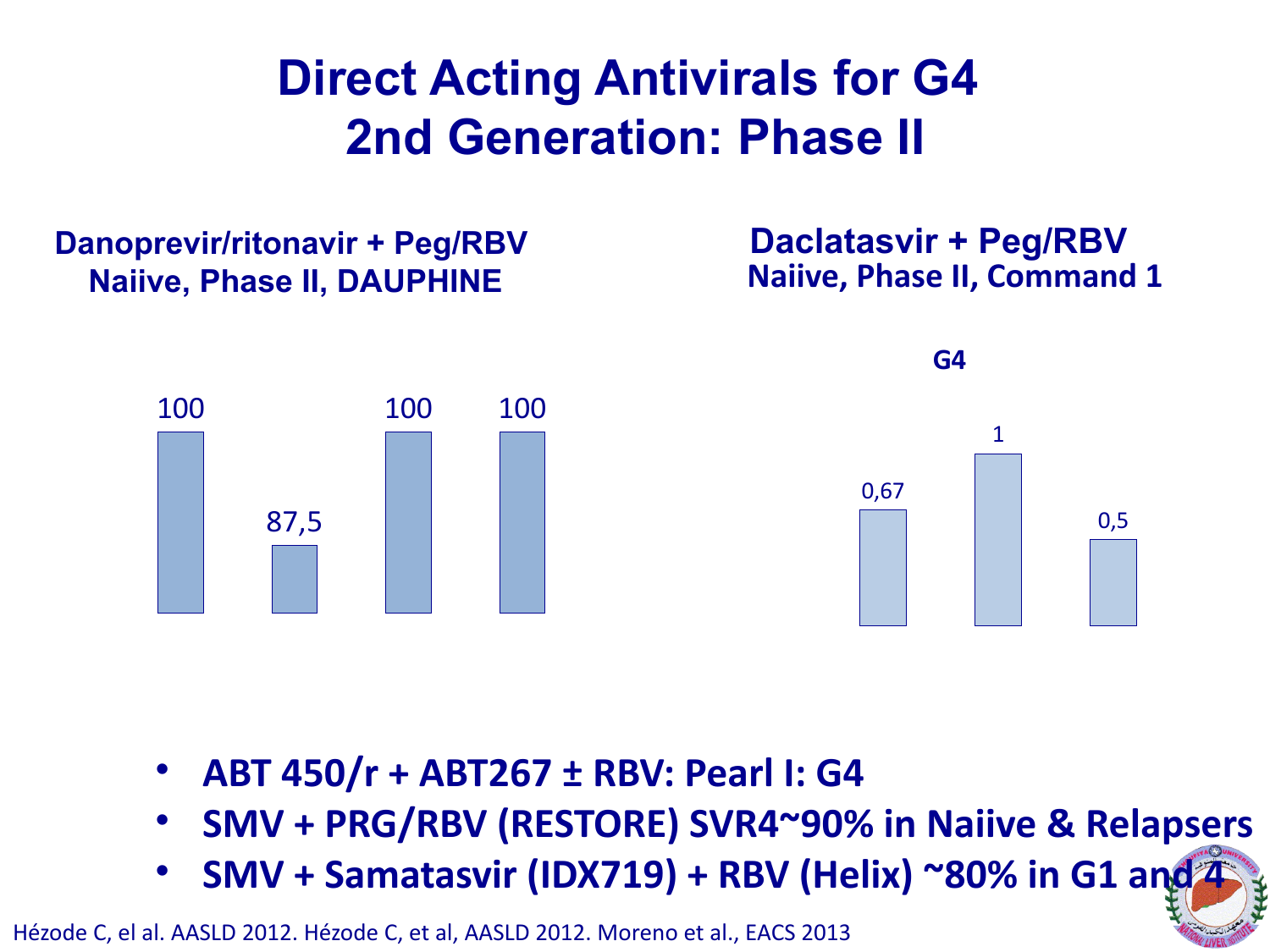# Direct Acting Antivirals for G4
# 2nd Generation: Phase II

**Danoprevir/ritonavir + Peg/RBV**
**Naiive, Phase II, DAUPHINE**

100 | 87,5 | 100 | 100

**Daclatasvir + Peg/RBV**
**Naiive, Phase II, Command 1**

**G4**

0,67 | 1 | 0,5

- **ABT 450/r + ABT267 ± RBV: Pearl I: G4**
- **SMV + PRG/RBV (RESTORE) SVR4~90% in Naiive & Relapsers**
- **SMV + Samatasvir (IDX719) + RBV (Helix) ~80% in G1 and 4**

Hézode C, el al. AASLD 2012. Hézode C, et al, AASLD 2012. Moreno et al., EACS 2013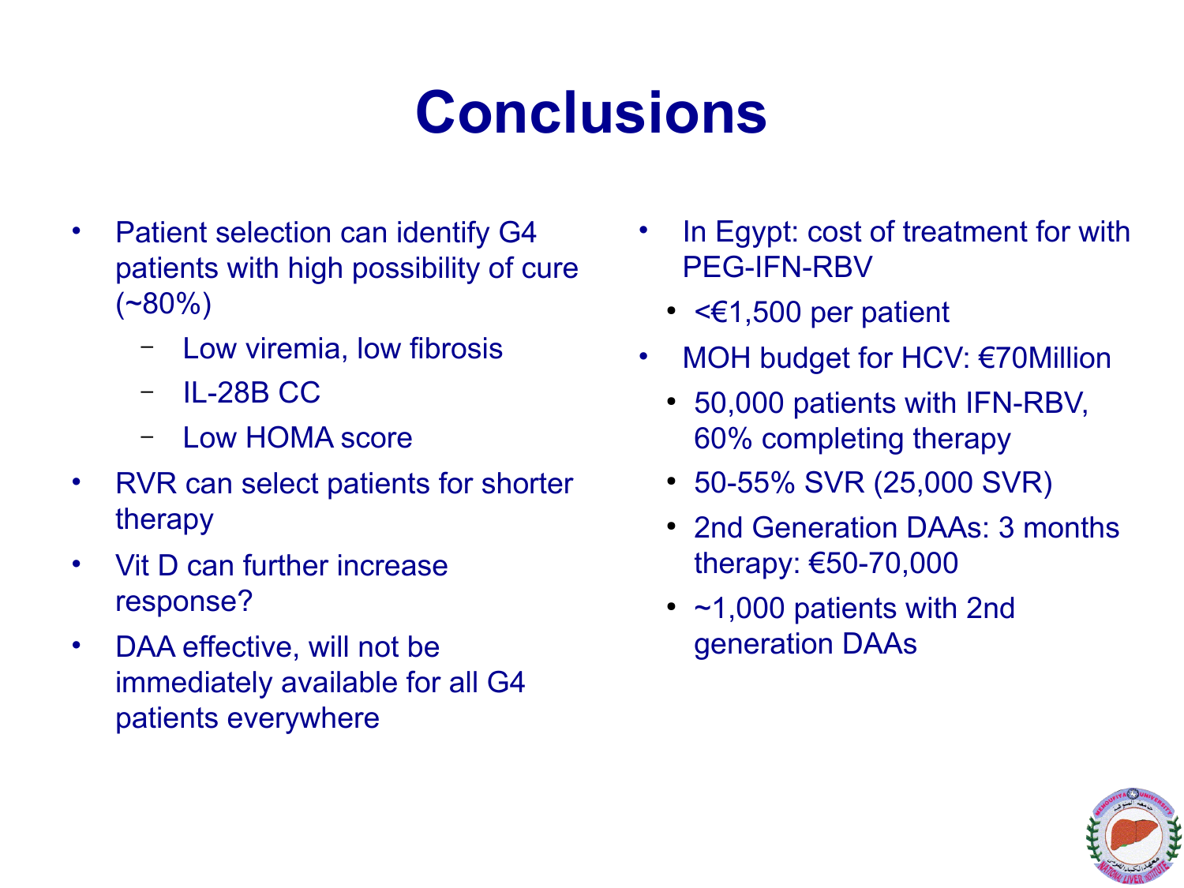# Conclusions

- Patient selection can identify G4 patients with high possibility of cure (~80%)
  - Low viremia, low fibrosis
  - IL-28B CC
  - Low HOMA score
- RVR can select patients for shorter therapy
- Vit D can further increase response?
- DAA effective, will not be immediately available for all G4 patients everywhere

- In Egypt: cost of treatment for with PEG-IFN-RBV
  - <€1,500 per patient
- MOH budget for HCV: €70Million
  - 50,000 patients with IFN-RBV, 60% completing therapy
  - 50-55% SVR (25,000 SVR)
  - 2nd Generation DAAs: 3 months therapy: €50-70,000
  - ~1,000 patients with 2nd generation DAAs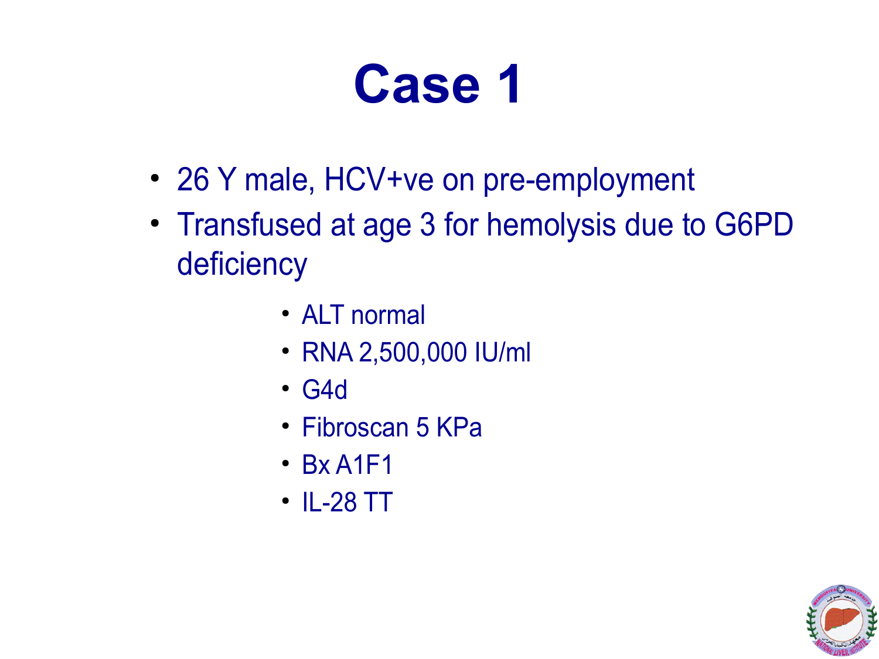# Case 1

- 26 Y male, HCV+ve on pre-employment
- Transfused at age 3 for hemolysis due to G6PD deficiency
    - ALT normal
    - RNA 2,500,000 IU/ml
    - G4d
    - Fibroscan 5 KPa
    - Bx A1F1
    - IL-28 TT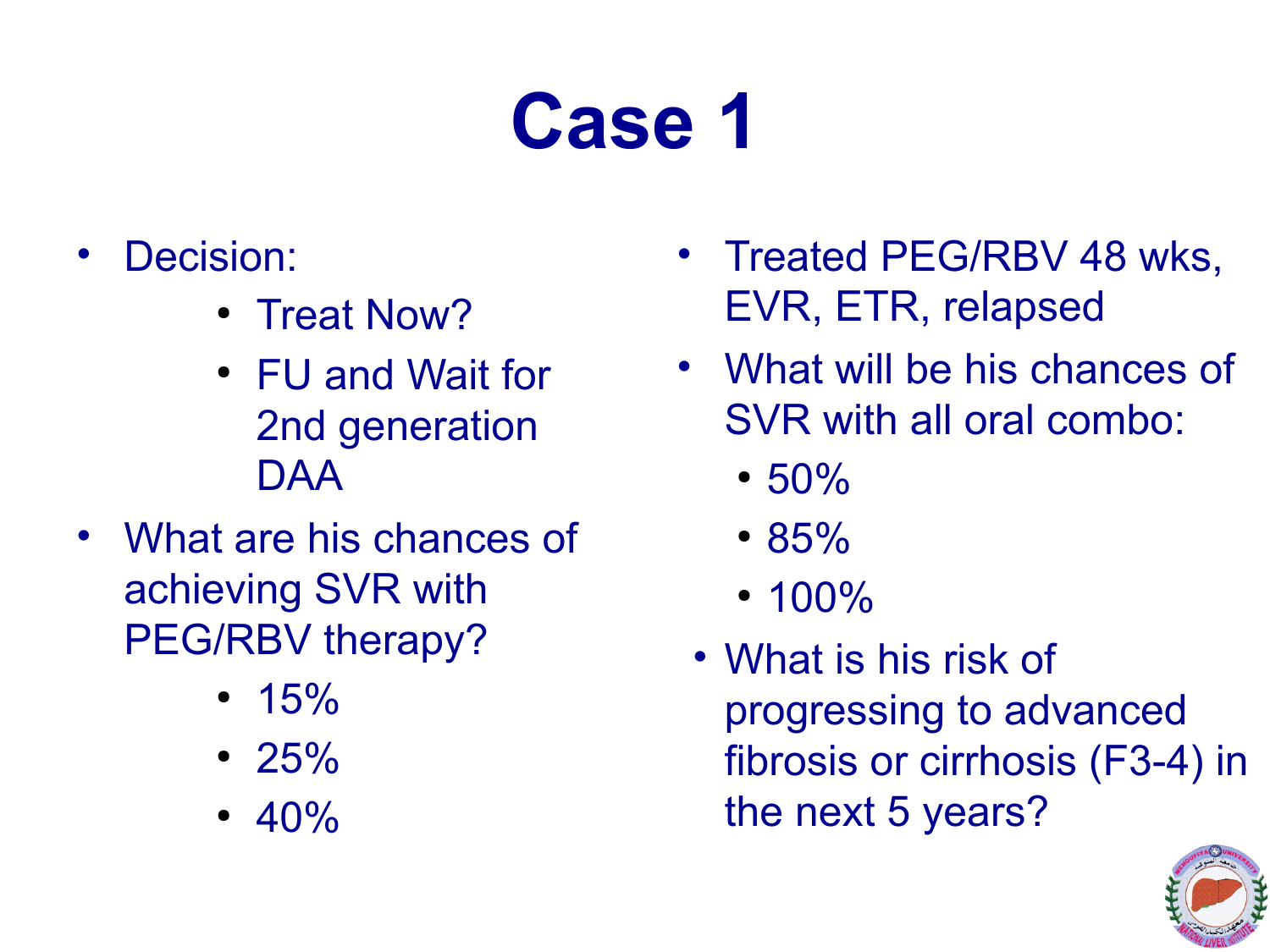# Case 1

- Decision:
  - Treat Now?
  - FU and Wait for 2nd generation DAA
- What are his chances of achieving SVR with PEG/RBV therapy?
  - 15%
  - 25%
  - 40%
- Treated PEG/RBV 48 wks, EVR, ETR, relapsed
- What will be his chances of SVR with all oral combo:
  - 50%
  - 85%
  - 100%
- What is his risk of progressing to advanced fibrosis or cirrhosis (F3-4) in the next 5 years?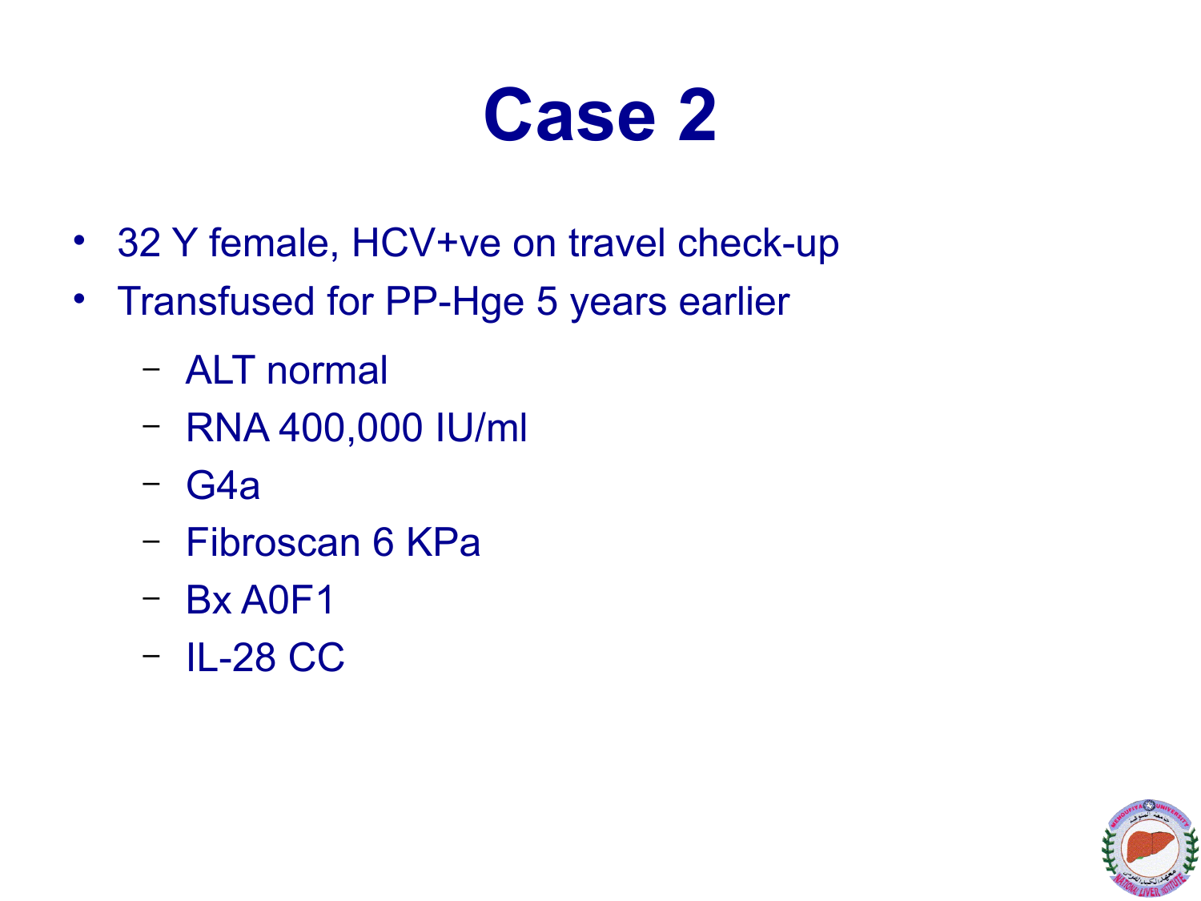# Case 2

- 32 Y female, HCV+ve on travel check-up
- Transfused for PP-Hge 5 years earlier
  - ALT normal
  - RNA 400,000 IU/ml
  - G4a
  - Fibroscan 6 KPa
  - Bx A0F1
  - IL-28 CC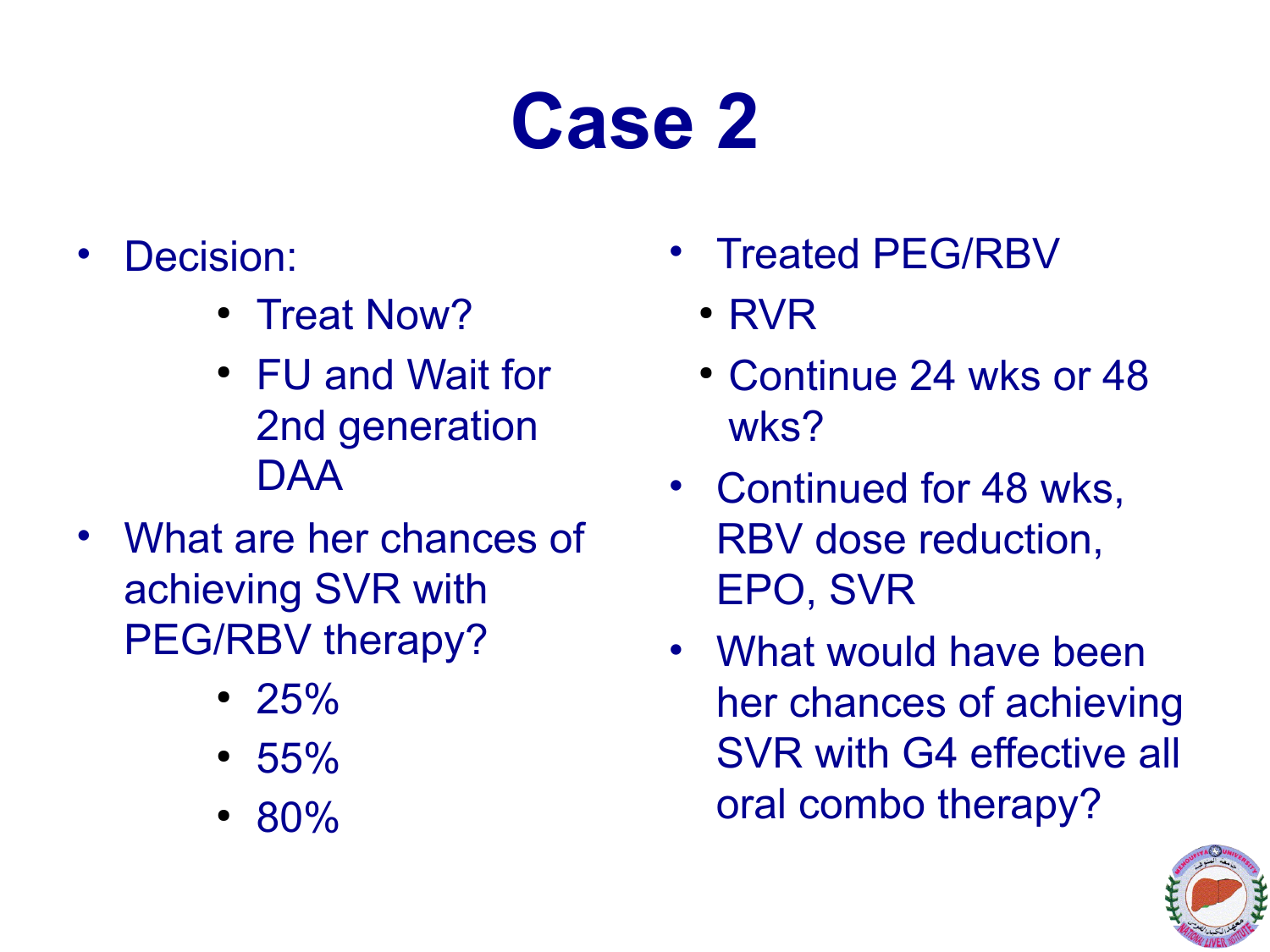# Case 2

- Decision:
  - Treat Now?
  - FU and Wait for 2nd generation DAA
- What are her chances of achieving SVR with PEG/RBV therapy?
  - 25%
  - 55%
  - 80%
- Treated PEG/RBV
  - RVR
  - Continue 24 wks or 48 wks?
- Continued for 48 wks, RBV dose reduction, EPO, SVR
- What would have been her chances of achieving SVR with G4 effective all oral combo therapy?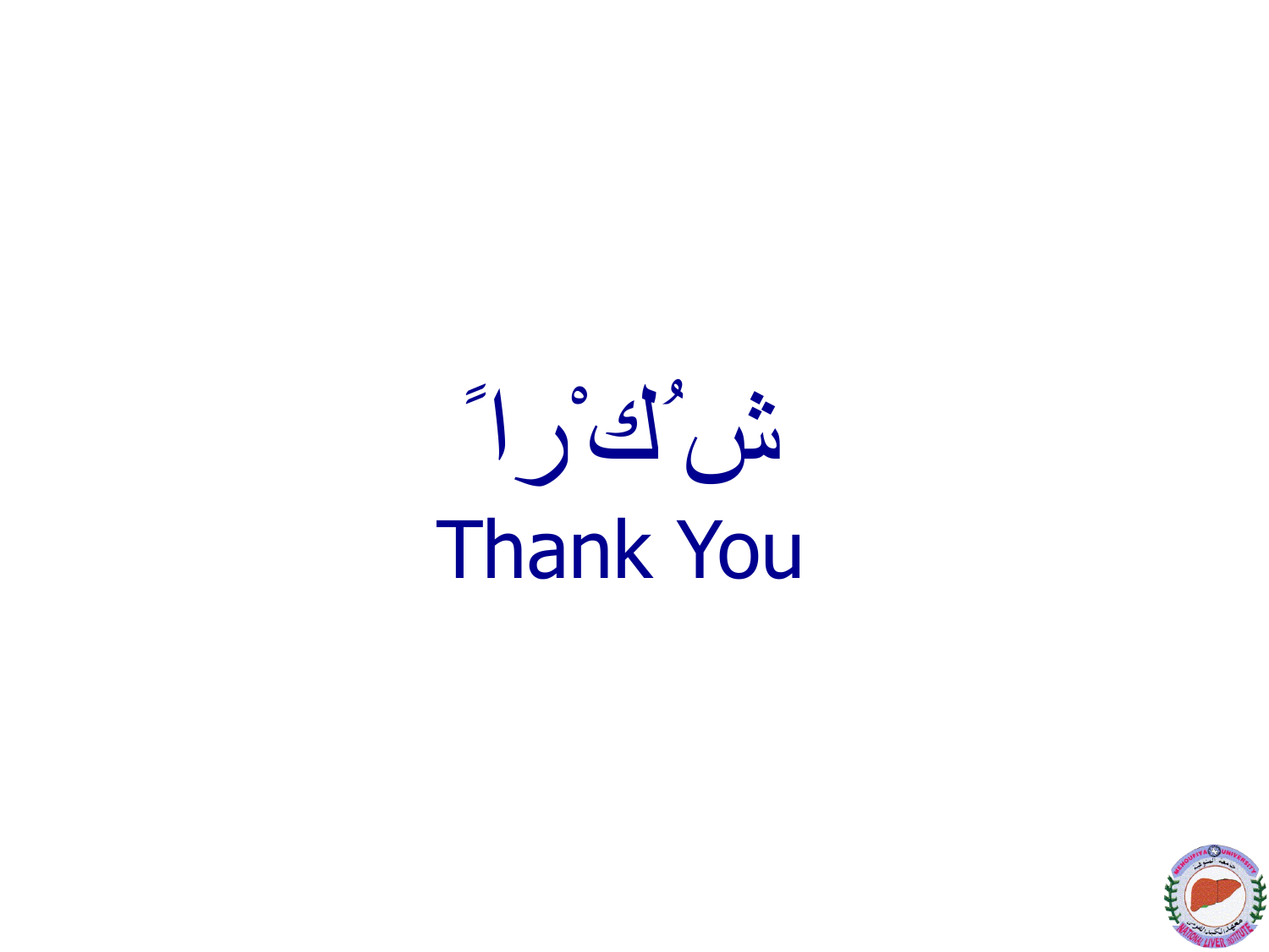شُكْراً

Thank You